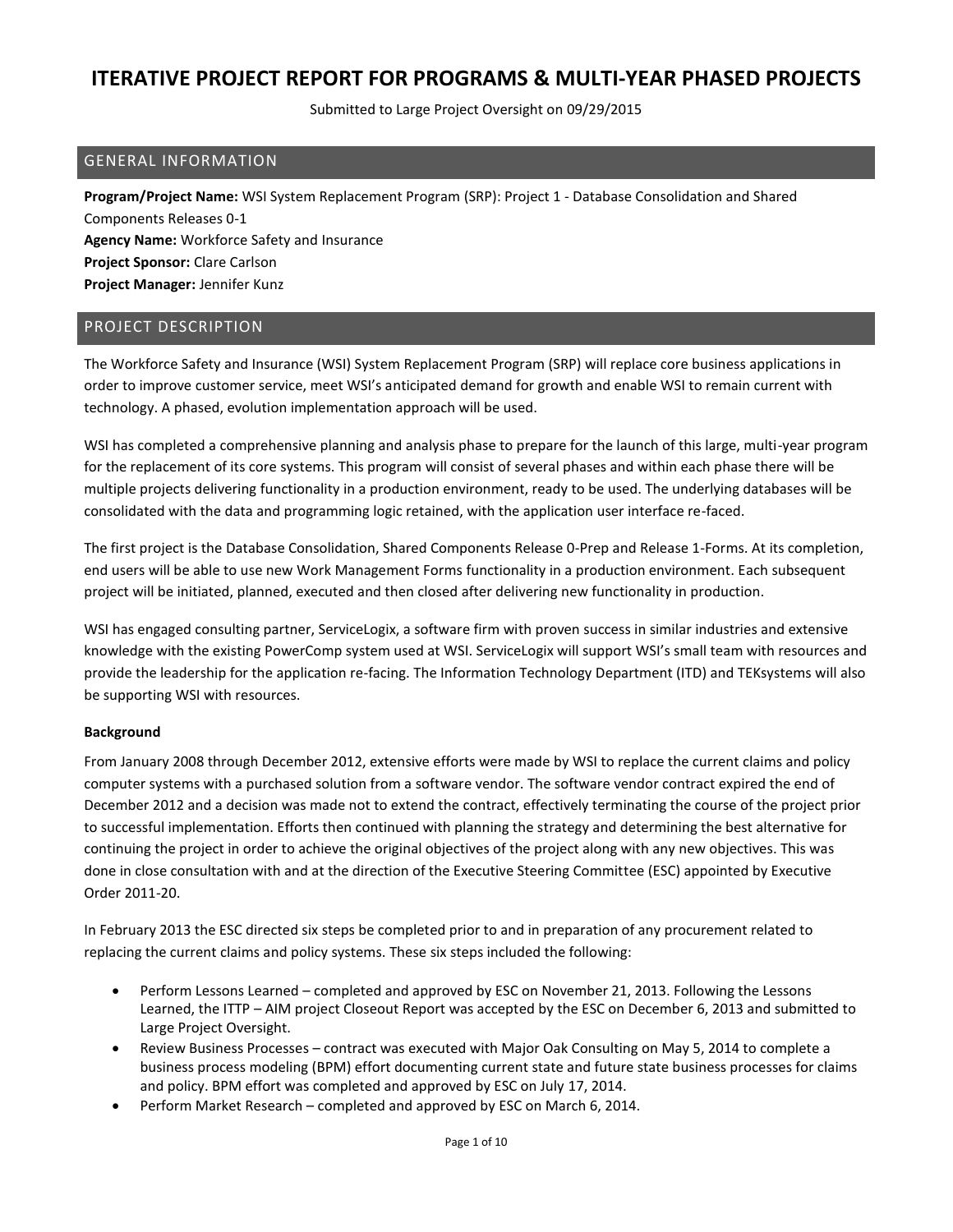# ITERATIVE PROJECT REPORT FOR PROGRAMS & MULTI-YEAR PHASED PROJECTS

Submitted to Large Project Oversight on 09/29/2015

## GENERAL INFORMATION

**Program/Project Name:** WSI System Replacement Program (SRP): Project 1 - Database Consolidation and Shared Components Releases 0-1

**Agency Name:** Workforce Safety and Insurance

**Project Sponsor:** Clare Carlson

**Project Manager:** Jennifer Kunz

## PROJECT DESCRIPTION

The Workforce Safety and Insurance (WSI) System Replacement Program (SRP) will replace core business applications in order to improve customer service, meet WSI's anticipated demand for growth and enable WSI to remain current with technology. A phased, evolution implementation approach will be used.

WSI has completed a comprehensive planning and analysis phase to prepare for the launch of this large, multi-year program for the replacement of its core systems. This program will consist of several phases and within each phase there will be multiple projects delivering functionality in a production environment, ready to be used. The underlying databases will be consolidated with the data and programming logic retained, with the application user interface re-faced.

The first project is the Database Consolidation, Shared Components Release 0-Prep and Release 1-Forms. At its completion, end users will be able to use new Work Management Forms functionality in a production environment. Each subsequent project will be initiated, planned, executed and then closed after delivering new functionality in production.

WSI has engaged consulting partner, ServiceLogix, a software firm with proven success in similar industries and extensive knowledge with the existing PowerComp system used at WSI. ServiceLogix will support WSI's small team with resources and provide the leadership for the application re-facing. The Information Technology Department (ITD) and TEKsystems will also be supporting WSI with resources.

**Background**

From January 2008 through December 2012, extensive efforts were made by WSI to replace the current claims and policy computer systems with a purchased solution from a software vendor. The software vendor contract expired the end of December 2012 and a decision was made not to extend the contract, effectively terminating the course of the project prior to successful implementation. Efforts then continued with planning the strategy and determining the best alternative for continuing the project in order to achieve the original objectives of the project along with any new objectives. This was done in close consultation with and at the direction of the Executive Steering Committee (ESC) appointed by Executive Order 2011-20.

In February 2013 the ESC directed six steps be completed prior to and in preparation of any procurement related to replacing the current claims and policy systems. These six steps included the following:

- Perform Lessons Learned – completed and approved by ESC on November 21, 2013. Following the Lessons Learned, the ITTP – AIM project Closeout Report was accepted by the ESC on December 6, 2013 and submitted to Large Project Oversight.
- Review Business Processes – contract was executed with Major Oak Consulting on May 5, 2014 to complete a business process modeling (BPM) effort documenting current state and future state business processes for claims and policy. BPM effort was completed and approved by ESC on July 17, 2014.
- Perform Market Research – completed and approved by ESC on March 6, 2014.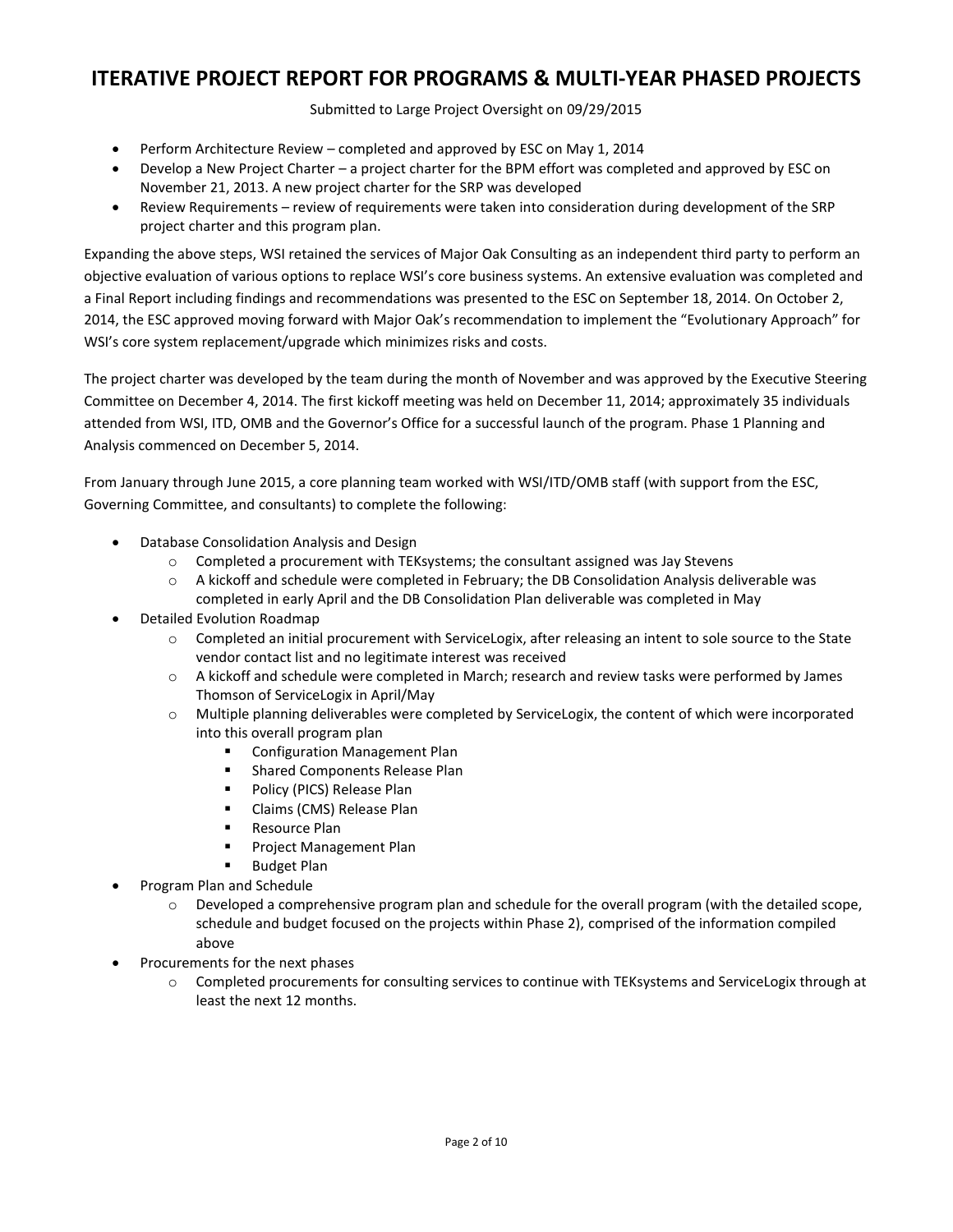- Perform Architecture Review – completed and approved by ESC on May 1, 2014
- Develop a New Project Charter – a project charter for the BPM effort was completed and approved by ESC on November 21, 2013. A new project charter for the SRP was developed
- Review Requirements – review of requirements were taken into consideration during development of the SRP project charter and this program plan.

Expanding the above steps, WSI retained the services of Major Oak Consulting as an independent third party to perform an objective evaluation of various options to replace WSI's core business systems. An extensive evaluation was completed and a Final Report including findings and recommendations was presented to the ESC on September 18, 2014. On October 2, 2014, the ESC approved moving forward with Major Oak's recommendation to implement the "Evolutionary Approach" for WSI's core system replacement/upgrade which minimizes risks and costs.

The project charter was developed by the team during the month of November and was approved by the Executive Steering Committee on December 4, 2014. The first kickoff meeting was held on December 11, 2014; approximately 35 individuals attended from WSI, ITD, OMB and the Governor's Office for a successful launch of the program. Phase 1 Planning and Analysis commenced on December 5, 2014.

From January through June 2015, a core planning team worked with WSI/ITD/OMB staff (with support from the ESC, Governing Committee, and consultants) to complete the following:

- Database Consolidation Analysis and Design
  - Completed a procurement with TEKsystems; the consultant assigned was Jay Stevens
  - A kickoff and schedule were completed in February; the DB Consolidation Analysis deliverable was completed in early April and the DB Consolidation Plan deliverable was completed in May
- Detailed Evolution Roadmap
  - Completed an initial procurement with ServiceLogix, after releasing an intent to sole source to the State vendor contact list and no legitimate interest was received
  - A kickoff and schedule were completed in March; research and review tasks were performed by James Thomson of ServiceLogix in April/May
  - Multiple planning deliverables were completed by ServiceLogix, the content of which were incorporated into this overall program plan
    - Configuration Management Plan
    - Shared Components Release Plan
    - Policy (PICS) Release Plan
    - Claims (CMS) Release Plan
    - Resource Plan
    - Project Management Plan
    - Budget Plan
- Program Plan and Schedule
  - Developed a comprehensive program plan and schedule for the overall program (with the detailed scope, schedule and budget focused on the projects within Phase 2), comprised of the information compiled above
- Procurements for the next phases
  - Completed procurements for consulting services to continue with TEKsystems and ServiceLogix through at least the next 12 months.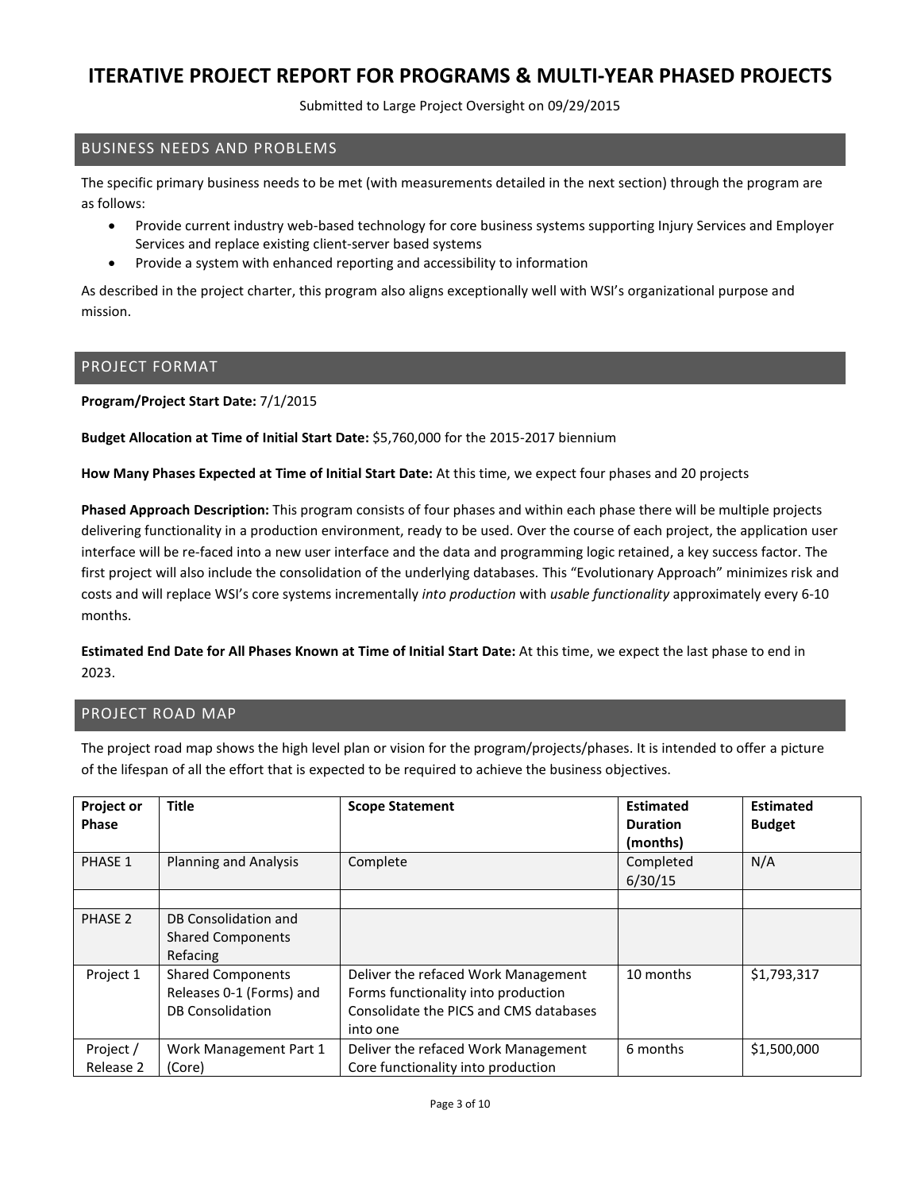# ITERATIVE PROJECT REPORT FOR PROGRAMS & MULTI-YEAR PHASED PROJECTS

Submitted to Large Project Oversight on 09/29/2015

## BUSINESS NEEDS AND PROBLEMS

The specific primary business needs to be met (with measurements detailed in the next section) through the program are as follows:

- Provide current industry web-based technology for core business systems supporting Injury Services and Employer Services and replace existing client-server based systems
- Provide a system with enhanced reporting and accessibility to information

As described in the project charter, this program also aligns exceptionally well with WSI's organizational purpose and mission.

## PROJECT FORMAT

**Program/Project Start Date:** 7/1/2015

**Budget Allocation at Time of Initial Start Date:** $5,760,000 for the 2015-2017 biennium

**How Many Phases Expected at Time of Initial Start Date:** At this time, we expect four phases and 20 projects

**Phased Approach Description:** This program consists of four phases and within each phase there will be multiple projects delivering functionality in a production environment, ready to be used. Over the course of each project, the application user interface will be re-faced into a new user interface and the data and programming logic retained, a key success factor. The first project will also include the consolidation of the underlying databases. This "Evolutionary Approach" minimizes risk and costs and will replace WSI's core systems incrementally *into production* with *usable functionality* approximately every 6-10 months.

**Estimated End Date for All Phases Known at Time of Initial Start Date:** At this time, we expect the last phase to end in 2023.

## PROJECT ROAD MAP

The project road map shows the high level plan or vision for the program/projects/phases. It is intended to offer a picture of the lifespan of all the effort that is expected to be required to achieve the business objectives.

| Project or Phase | Title | Scope Statement | Estimated Duration (months) | Estimated Budget |
|---|---|---|---|---|
| PHASE 1 | Planning and Analysis | Complete | Completed 6/30/15 | N/A |
| | | | | |
| PHASE 2 | DB Consolidation and Shared Components Refacing | | | |
| Project 1 | Shared Components Releases 0-1 (Forms) and DB Consolidation | Deliver the refaced Work Management Forms functionality into production Consolidate the PICS and CMS databases into one | 10 months | $1,793,317 |
| Project / Release 2 | Work Management Part 1 (Core) | Deliver the refaced Work Management Core functionality into production | 6 months | $1,500,000 |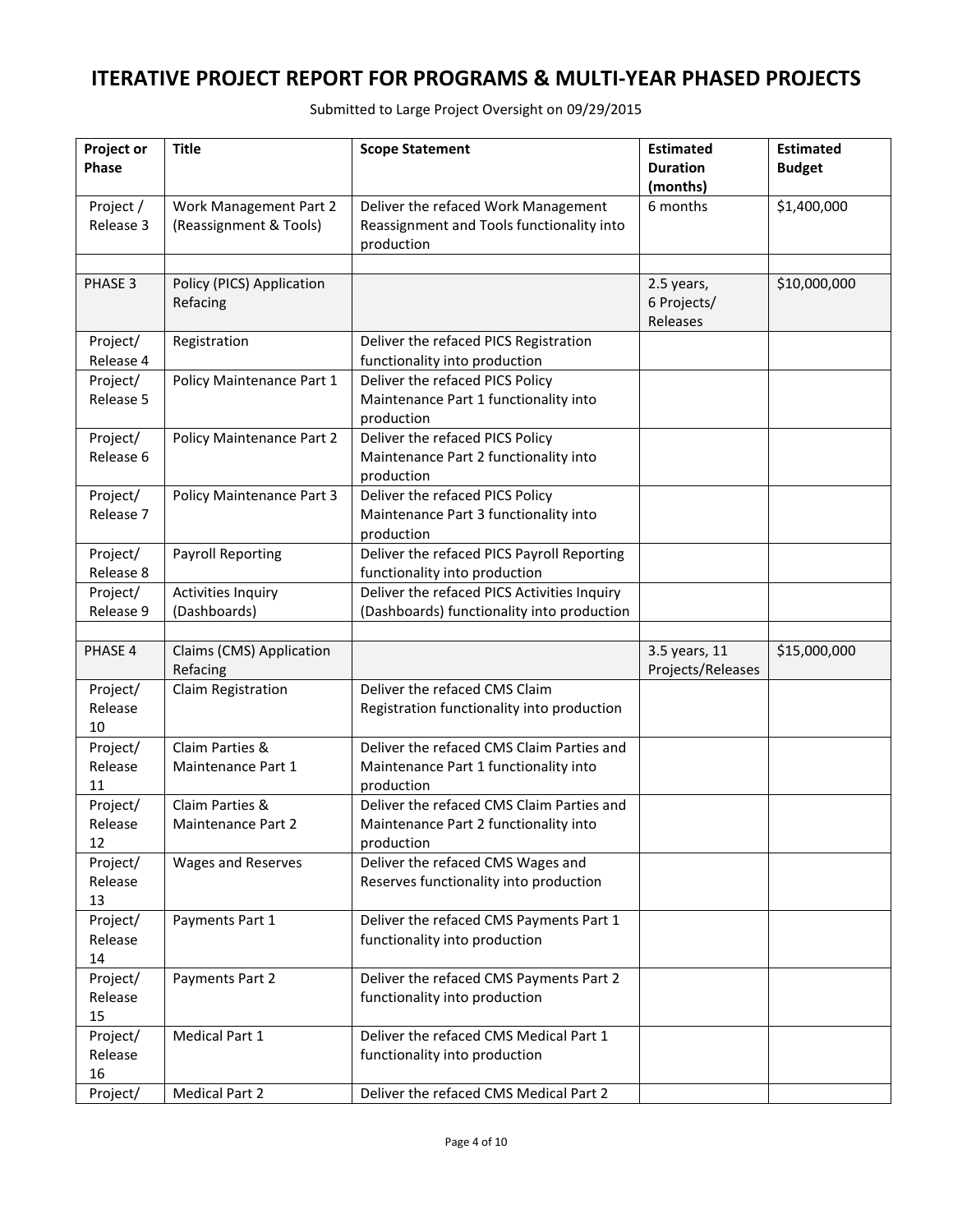# ITERATIVE PROJECT REPORT FOR PROGRAMS & MULTI-YEAR PHASED PROJECTS

Submitted to Large Project Oversight on 09/29/2015

| Project or Phase | Title | Scope Statement | Estimated Duration (months) | Estimated Budget |
|---|---|---|---|---|
| Project / Release 3 | Work Management Part 2 (Reassignment & Tools) | Deliver the refaced Work Management Reassignment and Tools functionality into production | 6 months | $1,400,000 |
| | | | | |
| PHASE 3 | Policy (PICS) Application Refacing | | 2.5 years, 6 Projects/ Releases | $10,000,000 |
| Project/ Release 4 | Registration | Deliver the refaced PICS Registration functionality into production | | |
| Project/ Release 5 | Policy Maintenance Part 1 | Deliver the refaced PICS Policy Maintenance Part 1 functionality into production | | |
| Project/ Release 6 | Policy Maintenance Part 2 | Deliver the refaced PICS Policy Maintenance Part 2 functionality into production | | |
| Project/ Release 7 | Policy Maintenance Part 3 | Deliver the refaced PICS Policy Maintenance Part 3 functionality into production | | |
| Project/ Release 8 | Payroll Reporting | Deliver the refaced PICS Payroll Reporting functionality into production | | |
| Project/ Release 9 | Activities Inquiry (Dashboards) | Deliver the refaced PICS Activities Inquiry (Dashboards) functionality into production | | |
| | | | | |
| PHASE 4 | Claims (CMS) Application Refacing | | 3.5 years, 11 Projects/Releases | $15,000,000 |
| Project/ Release 10 | Claim Registration | Deliver the refaced CMS Claim Registration functionality into production | | |
| Project/ Release 11 | Claim Parties & Maintenance Part 1 | Deliver the refaced CMS Claim Parties and Maintenance Part 1 functionality into production | | |
| Project/ Release 12 | Claim Parties & Maintenance Part 2 | Deliver the refaced CMS Claim Parties and Maintenance Part 2 functionality into production | | |
| Project/ Release 13 | Wages and Reserves | Deliver the refaced CMS Wages and Reserves functionality into production | | |
| Project/ Release 14 | Payments Part 1 | Deliver the refaced CMS Payments Part 1 functionality into production | | |
| Project/ Release 15 | Payments Part 2 | Deliver the refaced CMS Payments Part 2 functionality into production | | |
| Project/ Release 16 | Medical Part 1 | Deliver the refaced CMS Medical Part 1 functionality into production | | |
| Project/ | Medical Part 2 | Deliver the refaced CMS Medical Part 2 | | |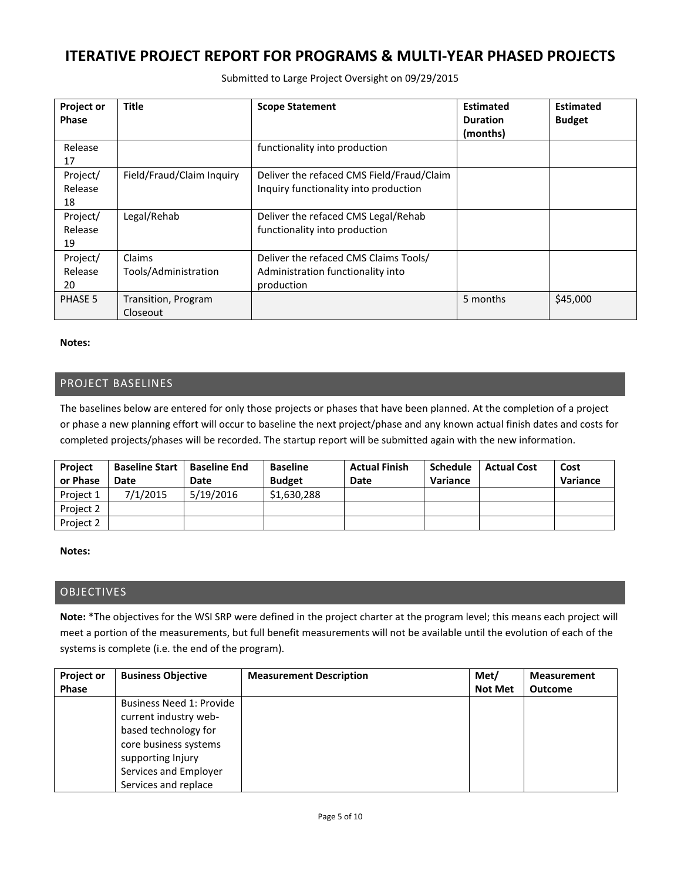# ITERATIVE PROJECT REPORT FOR PROGRAMS & MULTI-YEAR PHASED PROJECTS

Submitted to Large Project Oversight on 09/29/2015

| Project or Phase | Title | Scope Statement | Estimated Duration (months) | Estimated Budget |
|---|---|---|---|---|
| Release 17 | | functionality into production | | |
| Project/ Release 18 | Field/Fraud/Claim Inquiry | Deliver the refaced CMS Field/Fraud/Claim Inquiry functionality into production | | |
| Project/ Release 19 | Legal/Rehab | Deliver the refaced CMS Legal/Rehab functionality into production | | |
| Project/ Release 20 | Claims Tools/Administration | Deliver the refaced CMS Claims Tools/ Administration functionality into production | | |
| PHASE 5 | Transition, Program Closeout | | 5 months | $45,000 |

**Notes:**

## PROJECT BASELINES

The baselines below are entered for only those projects or phases that have been planned. At the completion of a project or phase a new planning effort will occur to baseline the next project/phase and any known actual finish dates and costs for completed projects/phases will be recorded. The startup report will be submitted again with the new information.

| Project or Phase | Baseline Start Date | Baseline End Date | Baseline Budget | Actual Finish Date | Schedule Variance | Actual Cost | Cost Variance |
|---|---|---|---|---|---|---|---|
| Project 1 | 7/1/2015 | 5/19/2016 | $1,630,288 | | | | |
| Project 2 | | | | | | | |
| Project 2 | | | | | | | |

**Notes:**

## OBJECTIVES

**Note:** *The objectives for the WSI SRP were defined in the project charter at the program level; this means each project will meet a portion of the measurements, but full benefit measurements will not be available until the evolution of each of the systems is complete (i.e. the end of the program).

| Project or Phase | Business Objective | Measurement Description | Met/ Not Met | Measurement Outcome |
|---|---|---|---|---|
| | Business Need 1: Provide current industry web-based technology for core business systems supporting Injury Services and Employer Services and replace | | | |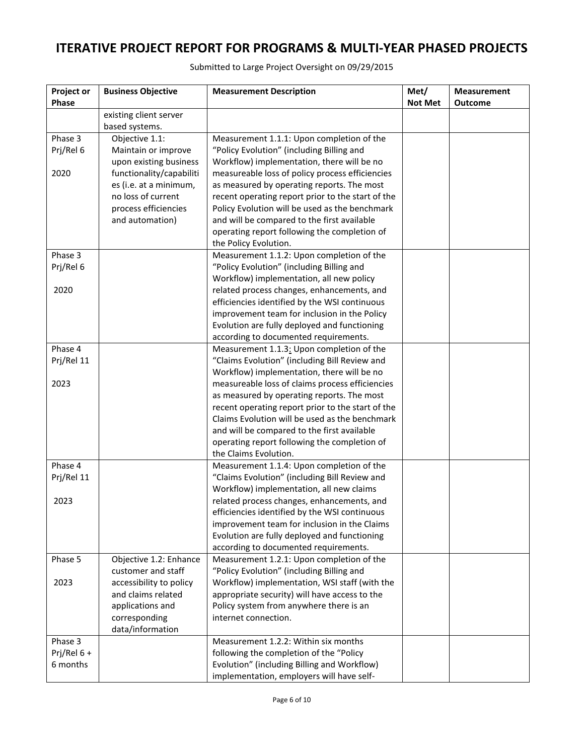# ITERATIVE PROJECT REPORT FOR PROGRAMS & MULTI-YEAR PHASED PROJECTS

Submitted to Large Project Oversight on 09/29/2015

| Project or Phase | Business Objective | Measurement Description | Met/ Not Met | Measurement Outcome |
|---|---|---|---|---|
| | existing client server based systems. | | | |
| Phase 3 Prj/Rel 6 2020 | Objective 1.1: Maintain or improve upon existing business functionality/capabilities (i.e. at a minimum, no loss of current process efficiencies and automation) | Measurement 1.1.1: Upon completion of the "Policy Evolution" (including Billing and Workflow) implementation, there will be no measureable loss of policy process efficiencies as measured by operating reports. The most recent operating report prior to the start of the Policy Evolution will be used as the benchmark and will be compared to the first available operating report following the completion of the Policy Evolution. | | |
| Phase 3 Prj/Rel 6 2020 | | Measurement 1.1.2: Upon completion of the "Policy Evolution" (including Billing and Workflow) implementation, all new policy related process changes, enhancements, and efficiencies identified by the WSI continuous improvement team for inclusion in the Policy Evolution are fully deployed and functioning according to documented requirements. | | |
| Phase 4 Prj/Rel 11 2023 | | Measurement 1.1.3: Upon completion of the "Claims Evolution" (including Bill Review and Workflow) implementation, there will be no measureable loss of claims process efficiencies as measured by operating reports. The most recent operating report prior to the start of the Claims Evolution will be used as the benchmark and will be compared to the first available operating report following the completion of the Claims Evolution. | | |
| Phase 4 Prj/Rel 11 2023 | | Measurement 1.1.4: Upon completion of the "Claims Evolution" (including Bill Review and Workflow) implementation, all new claims related process changes, enhancements, and efficiencies identified by the WSI continuous improvement team for inclusion in the Claims Evolution are fully deployed and functioning according to documented requirements. | | |
| Phase 5 2023 | Objective 1.2: Enhance customer and staff accessibility to policy and claims related applications and corresponding data/information | Measurement 1.2.1: Upon completion of the "Policy Evolution" (including Billing and Workflow) implementation, WSI staff (with the appropriate security) will have access to the Policy system from anywhere there is an internet connection. | | |
| Phase 3 Prj/Rel 6 + 6 months | | Measurement 1.2.2: Within six months following the completion of the "Policy Evolution" (including Billing and Workflow) implementation, employers will have self- | | |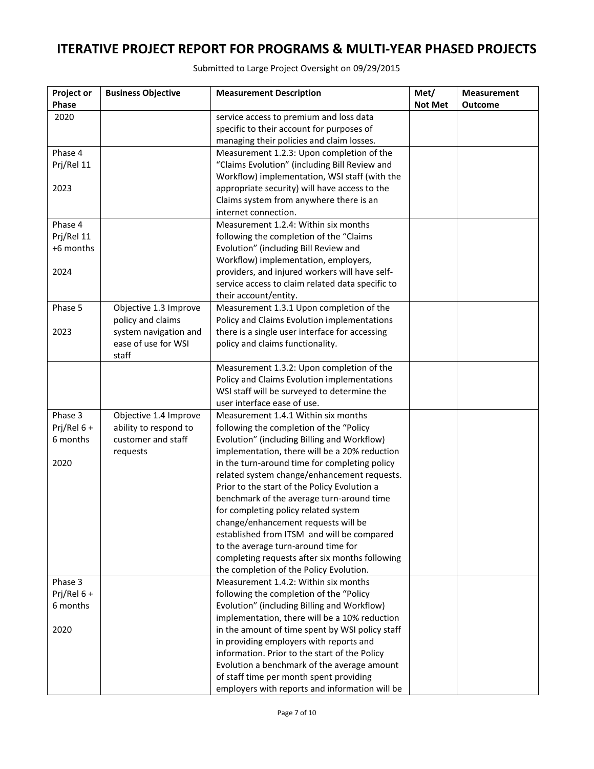# ITERATIVE PROJECT REPORT FOR PROGRAMS & MULTI-YEAR PHASED PROJECTS

Submitted to Large Project Oversight on 09/29/2015

| Project or Phase | Business Objective | Measurement Description | Met/ Not Met | Measurement Outcome |
|---|---|---|---|---|
| 2020 | | service access to premium and loss data specific to their account for purposes of managing their policies and claim losses. | | |
| Phase 4 Prj/Rel 11<br><br>2023 | | Measurement 1.2.3: Upon completion of the "Claims Evolution" (including Bill Review and Workflow) implementation, WSI staff (with the appropriate security) will have access to the Claims system from anywhere there is an internet connection. | | |
| Phase 4 Prj/Rel 11 +6 months<br><br>2024 | | Measurement 1.2.4: Within six months following the completion of the "Claims Evolution" (including Bill Review and Workflow) implementation, employers, providers, and injured workers will have self-service access to claim related data specific to their account/entity. | | |
| Phase 5<br><br>2023 | Objective 1.3 Improve policy and claims system navigation and ease of use for WSI staff | Measurement 1.3.1 Upon completion of the Policy and Claims Evolution implementations there is a single user interface for accessing policy and claims functionality. | | |
| | | Measurement 1.3.2: Upon completion of the Policy and Claims Evolution implementations WSI staff will be surveyed to determine the user interface ease of use. | | |
| Phase 3 Prj/Rel 6 + 6 months<br><br>2020 | Objective 1.4 Improve ability to respond to customer and staff requests | Measurement 1.4.1 Within six months following the completion of the "Policy Evolution" (including Billing and Workflow) implementation, there will be a 20% reduction in the turn-around time for completing policy related system change/enhancement requests. Prior to the start of the Policy Evolution a benchmark of the average turn-around time for completing policy related system change/enhancement requests will be established from ITSM and will be compared to the average turn-around time for completing requests after six months following the completion of the Policy Evolution. | | |
| Phase 3 Prj/Rel 6 + 6 months<br><br>2020 | | Measurement 1.4.2: Within six months following the completion of the "Policy Evolution" (including Billing and Workflow) implementation, there will be a 10% reduction in the amount of time spent by WSI policy staff in providing employers with reports and information. Prior to the start of the Policy Evolution a benchmark of the average amount of staff time per month spent providing employers with reports and information will be | | |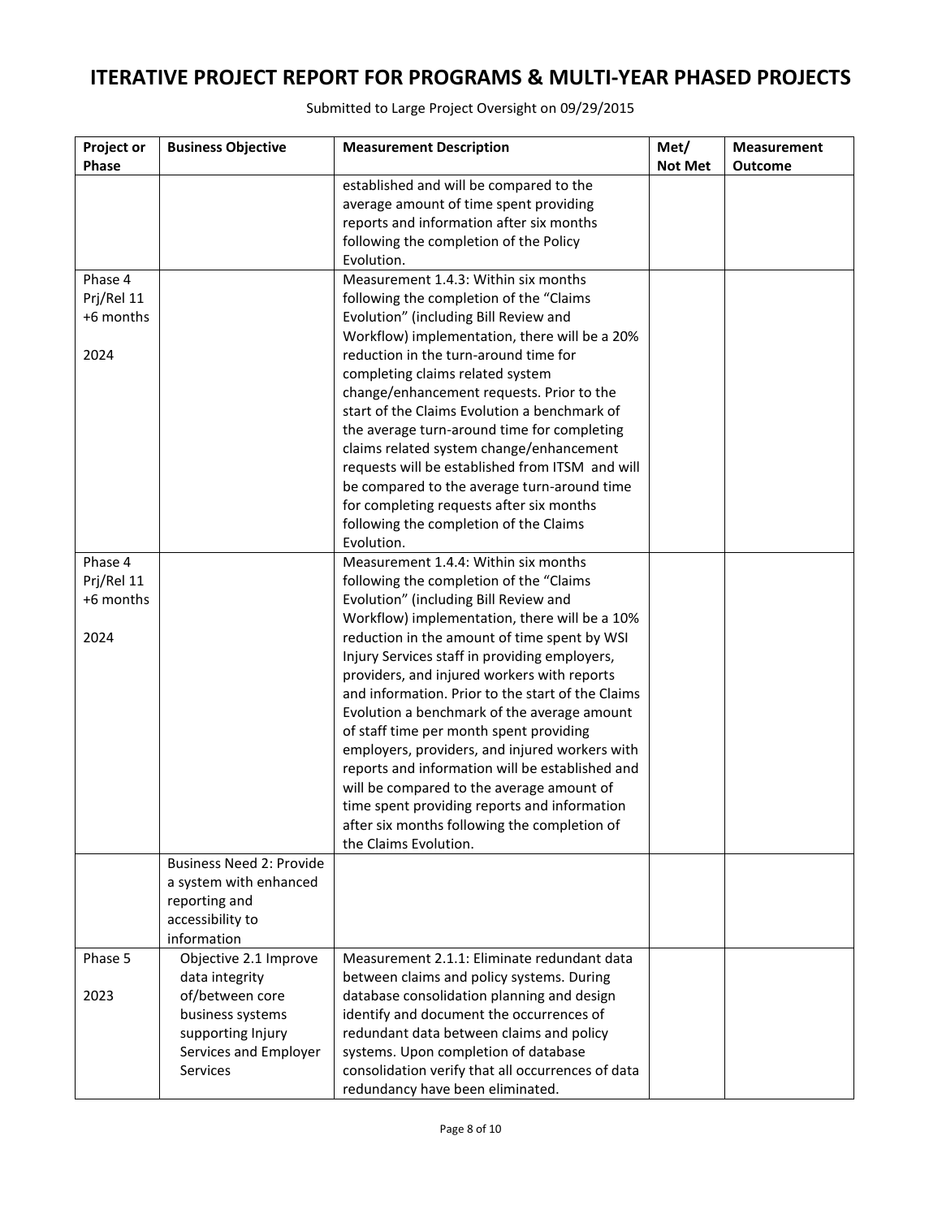# ITERATIVE PROJECT REPORT FOR PROGRAMS & MULTI-YEAR PHASED PROJECTS

Submitted to Large Project Oversight on 09/29/2015

| Project or Phase | Business Objective | Measurement Description | Met/ Not Met | Measurement Outcome |
|---|---|---|---|---|
| | | established and will be compared to the average amount of time spent providing reports and information after six months following the completion of the Policy Evolution. | | |
| Phase 4 Prj/Rel 11 +6 months<br><br>2024 | | Measurement 1.4.3: Within six months following the completion of the "Claims Evolution" (including Bill Review and Workflow) implementation, there will be a 20% reduction in the turn-around time for completing claims related system change/enhancement requests. Prior to the start of the Claims Evolution a benchmark of the average turn-around time for completing claims related system change/enhancement requests will be established from ITSM and will be compared to the average turn-around time for completing requests after six months following the completion of the Claims Evolution. | | |
| Phase 4 Prj/Rel 11 +6 months<br><br>2024 | | Measurement 1.4.4: Within six months following the completion of the "Claims Evolution" (including Bill Review and Workflow) implementation, there will be a 10% reduction in the amount of time spent by WSI Injury Services staff in providing employers, providers, and injured workers with reports and information. Prior to the start of the Claims Evolution a benchmark of the average amount of staff time per month spent providing employers, providers, and injured workers with reports and information will be established and will be compared to the average amount of time spent providing reports and information after six months following the completion of the Claims Evolution. | | |
| | Business Need 2: Provide a system with enhanced reporting and accessibility to information | | | |
| Phase 5<br><br>2023 | Objective 2.1 Improve data integrity of/between core business systems supporting Injury Services and Employer Services | Measurement 2.1.1: Eliminate redundant data between claims and policy systems. During database consolidation planning and design identify and document the occurrences of redundant data between claims and policy systems. Upon completion of database consolidation verify that all occurrences of data redundancy have been eliminated. | | |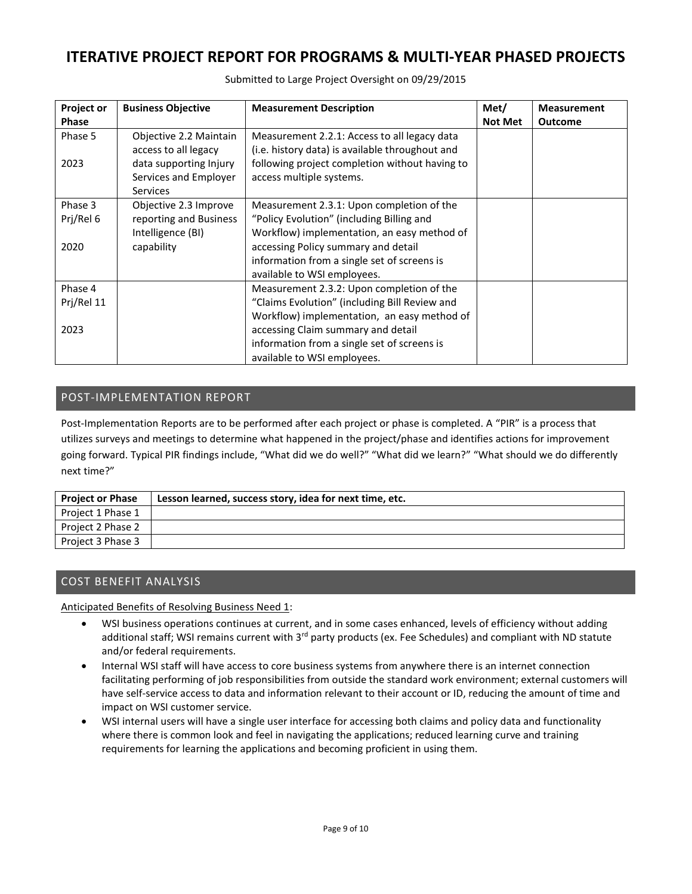# ITERATIVE PROJECT REPORT FOR PROGRAMS & MULTI-YEAR PHASED PROJECTS

Submitted to Large Project Oversight on 09/29/2015

| Project or Phase | Business Objective | Measurement Description | Met/ Not Met | Measurement Outcome |
|---|---|---|---|---|
| Phase 5<br><br>2023 | Objective 2.2 Maintain access to all legacy data supporting Injury Services and Employer Services | Measurement 2.2.1: Access to all legacy data (i.e. history data) is available throughout and following project completion without having to access multiple systems. | | |
| Phase 3<br>Prj/Rel 6<br><br>2020 | Objective 2.3 Improve reporting and Business Intelligence (BI) capability | Measurement 2.3.1: Upon completion of the "Policy Evolution" (including Billing and Workflow) implementation, an easy method of accessing Policy summary and detail information from a single set of screens is available to WSI employees. | | |
| Phase 4<br>Prj/Rel 11<br><br>2023 | | Measurement 2.3.2: Upon completion of the "Claims Evolution" (including Bill Review and Workflow) implementation, an easy method of accessing Claim summary and detail information from a single set of screens is available to WSI employees. | | |

## POST-IMPLEMENTATION REPORT

Post-Implementation Reports are to be performed after each project or phase is completed. A "PIR" is a process that utilizes surveys and meetings to determine what happened in the project/phase and identifies actions for improvement going forward. Typical PIR findings include, "What did we do well?" "What did we learn?" "What should we do differently next time?"

| Project or Phase | Lesson learned, success story, idea for next time, etc. |
|---|---|
| Project 1 Phase 1 | |
| Project 2 Phase 2 | |
| Project 3 Phase 3 | |

## COST BENEFIT ANALYSIS

Anticipated Benefits of Resolving Business Need 1:

- WSI business operations continues at current, and in some cases enhanced, levels of efficiency without adding additional staff; WSI remains current with 3rd party products (ex. Fee Schedules) and compliant with ND statute and/or federal requirements.
- Internal WSI staff will have access to core business systems from anywhere there is an internet connection facilitating performing of job responsibilities from outside the standard work environment; external customers will have self-service access to data and information relevant to their account or ID, reducing the amount of time and impact on WSI customer service.
- WSI internal users will have a single user interface for accessing both claims and policy data and functionality where there is common look and feel in navigating the applications; reduced learning curve and training requirements for learning the applications and becoming proficient in using them.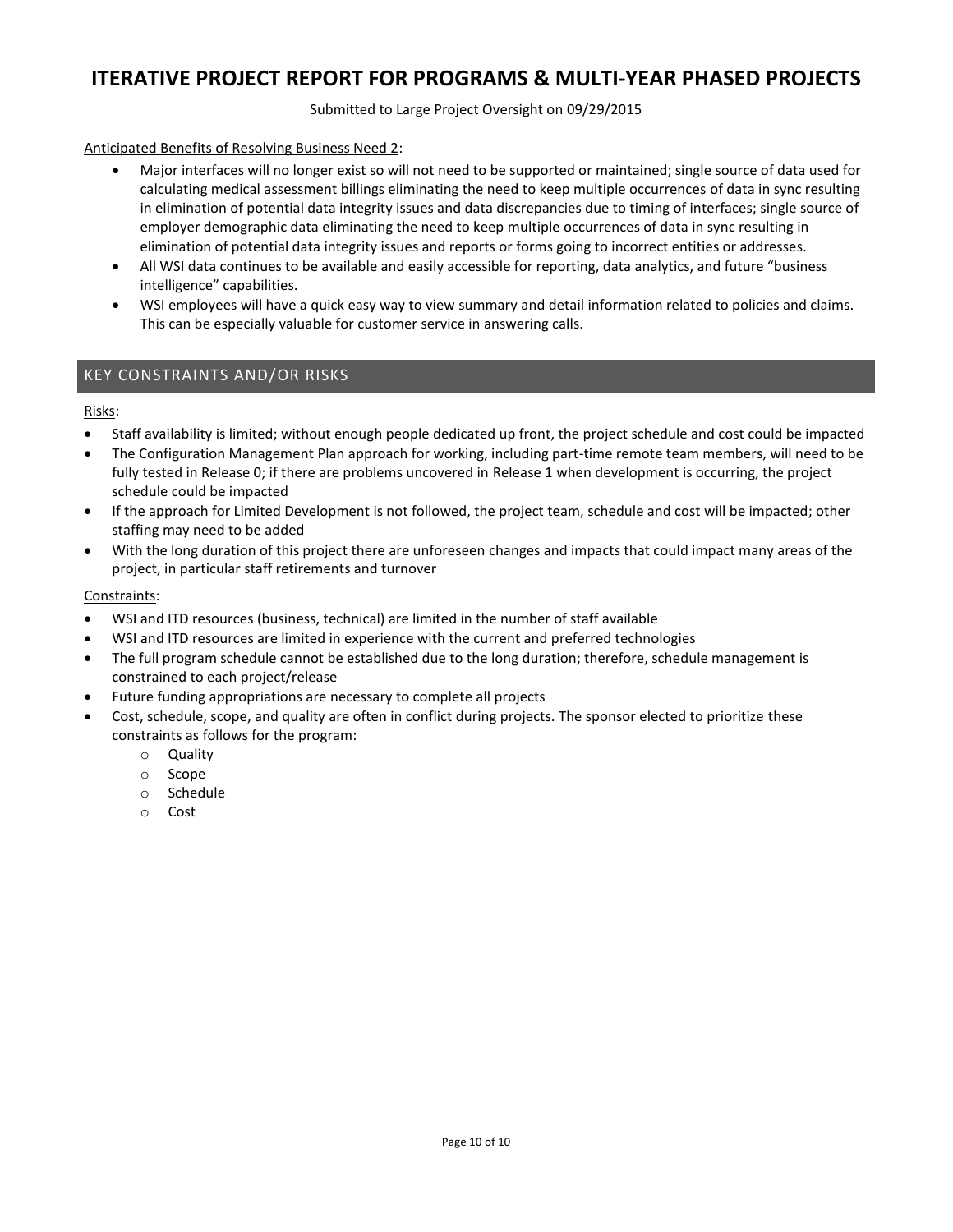Anticipated Benefits of Resolving Business Need 2:

- Major interfaces will no longer exist so will not need to be supported or maintained; single source of data used for calculating medical assessment billings eliminating the need to keep multiple occurrences of data in sync resulting in elimination of potential data integrity issues and data discrepancies due to timing of interfaces; single source of employer demographic data eliminating the need to keep multiple occurrences of data in sync resulting in elimination of potential data integrity issues and reports or forms going to incorrect entities or addresses.
- All WSI data continues to be available and easily accessible for reporting, data analytics, and future "business intelligence" capabilities.
- WSI employees will have a quick easy way to view summary and detail information related to policies and claims. This can be especially valuable for customer service in answering calls.

## KEY CONSTRAINTS AND/OR RISKS

Risks:

- Staff availability is limited; without enough people dedicated up front, the project schedule and cost could be impacted
- The Configuration Management Plan approach for working, including part-time remote team members, will need to be fully tested in Release 0; if there are problems uncovered in Release 1 when development is occurring, the project schedule could be impacted
- If the approach for Limited Development is not followed, the project team, schedule and cost will be impacted; other staffing may need to be added
- With the long duration of this project there are unforeseen changes and impacts that could impact many areas of the project, in particular staff retirements and turnover

Constraints:

- WSI and ITD resources (business, technical) are limited in the number of staff available
- WSI and ITD resources are limited in experience with the current and preferred technologies
- The full program schedule cannot be established due to the long duration; therefore, schedule management is constrained to each project/release
- Future funding appropriations are necessary to complete all projects
- Cost, schedule, scope, and quality are often in conflict during projects. The sponsor elected to prioritize these constraints as follows for the program:
  - Quality
  - Scope
  - Schedule
  - Cost